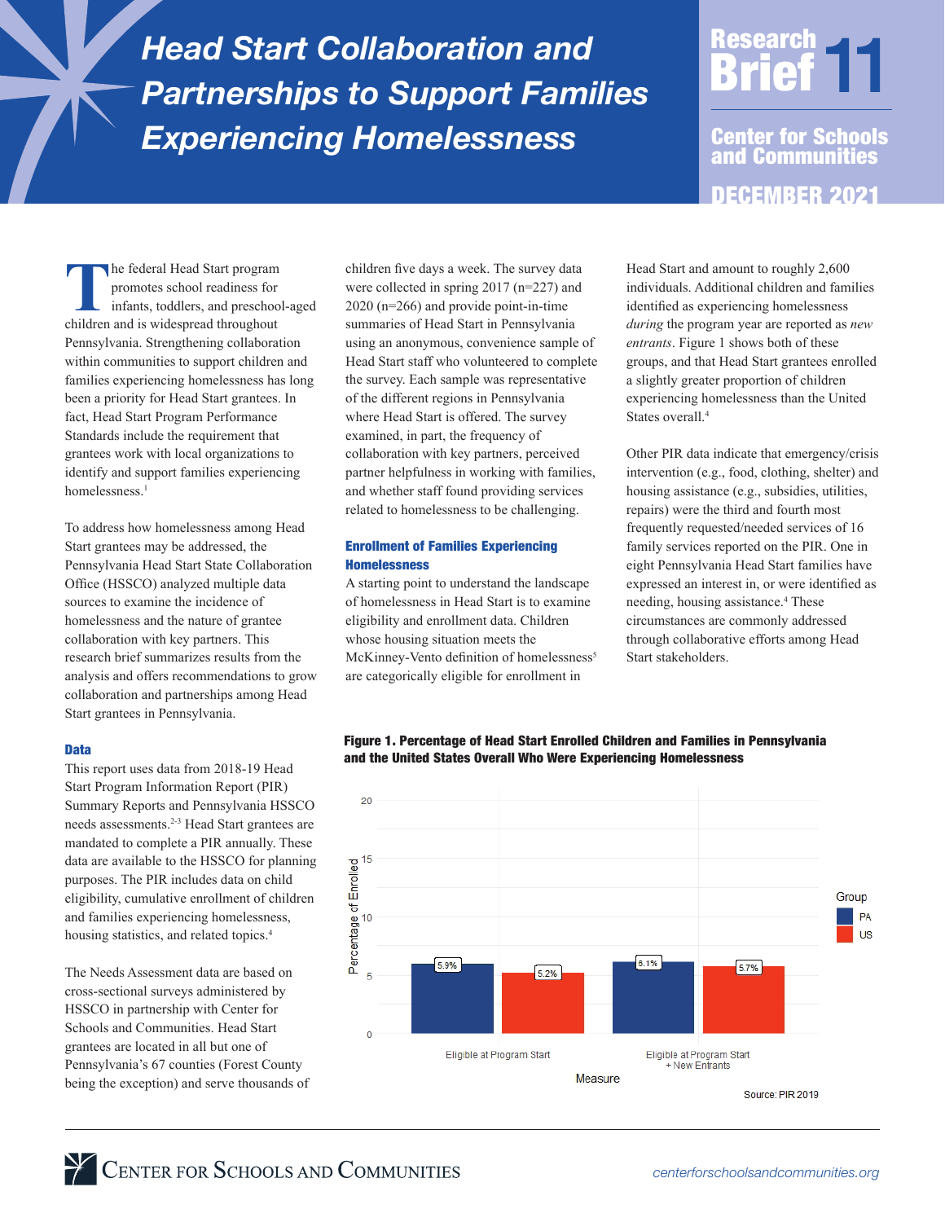# Head Start Collaboration and Partnerships to Support Families Experiencing Homelessness

Research Brief 11

Center for Schools and Communities

DECEMBER 2021

The federal Head Start program promotes school readiness for infants, toddlers, and preschool-aged children and is widespread throughout Pennsylvania. Strengthening collaboration within communities to support children and families experiencing homelessness has long been a priority for Head Start grantees. In fact, Head Start Program Performance Standards include the requirement that grantees work with local organizations to identify and support families experiencing homelessness.[1]

To address how homelessness among Head Start grantees may be addressed, the Pennsylvania Head Start State Collaboration Office (HSSCO) analyzed multiple data sources to examine the incidence of homelessness and the nature of grantee collaboration with key partners. This research brief summarizes results from the analysis and offers recommendations to grow collaboration and partnerships among Head Start grantees in Pennsylvania.

## Data

This report uses data from 2018-19 Head Start Program Information Report (PIR) Summary Reports and Pennsylvania HSSCO needs assessments.[2-3] Head Start grantees are mandated to complete a PIR annually. These data are available to the HSSCO for planning purposes. The PIR includes data on child eligibility, cumulative enrollment of children and families experiencing homelessness, housing statistics, and related topics.[4]

The Needs Assessment data are based on cross-sectional surveys administered by HSSCO in partnership with Center for Schools and Communities. Head Start grantees are located in all but one of Pennsylvania's 67 counties (Forest County being the exception) and serve thousands of children five days a week. The survey data were collected in spring 2017 (n=227) and 2020 (n=266) and provide point-in-time summaries of Head Start in Pennsylvania using an anonymous, convenience sample of Head Start staff who volunteered to complete the survey. Each sample was representative of the different regions in Pennsylvania where Head Start is offered. The survey examined, in part, the frequency of collaboration with key partners, perceived partner helpfulness in working with families, and whether staff found providing services related to homelessness to be challenging.

## Enrollment of Families Experiencing Homelessness

A starting point to understand the landscape of homelessness in Head Start is to examine eligibility and enrollment data. Children whose housing situation meets the McKinney-Vento definition of homelessness[5] are categorically eligible for enrollment in Head Start and amount to roughly 2,600 individuals. Additional children and families identified as experiencing homelessness *during* the program year are reported as *new entrants*. Figure 1 shows both of these groups, and that Head Start grantees enrolled a slightly greater proportion of children experiencing homelessness than the United States overall.[4]

Other PIR data indicate that emergency/crisis intervention (e.g., food, clothing, shelter) and housing assistance (e.g., subsidies, utilities, repairs) were the third and fourth most frequently requested/needed services of 16 family services reported on the PIR. One in eight Pennsylvania Head Start families have expressed an interest in, or were identified as needing, housing assistance.[4] These circumstances are commonly addressed through collaborative efforts among Head Start stakeholders.

**Figure 1. Percentage of Head Start Enrolled Children and Families in Pennsylvania and the United States Overall Who Were Experiencing Homelessness**

Percentage of Enrolled
20
15
10
5
0
5.9%
5.2%
6.1%
5.7%
Eligible at Program Start
Eligible at Program Start + New Entrants
Measure
Group
PA
US
Source: PIR 2019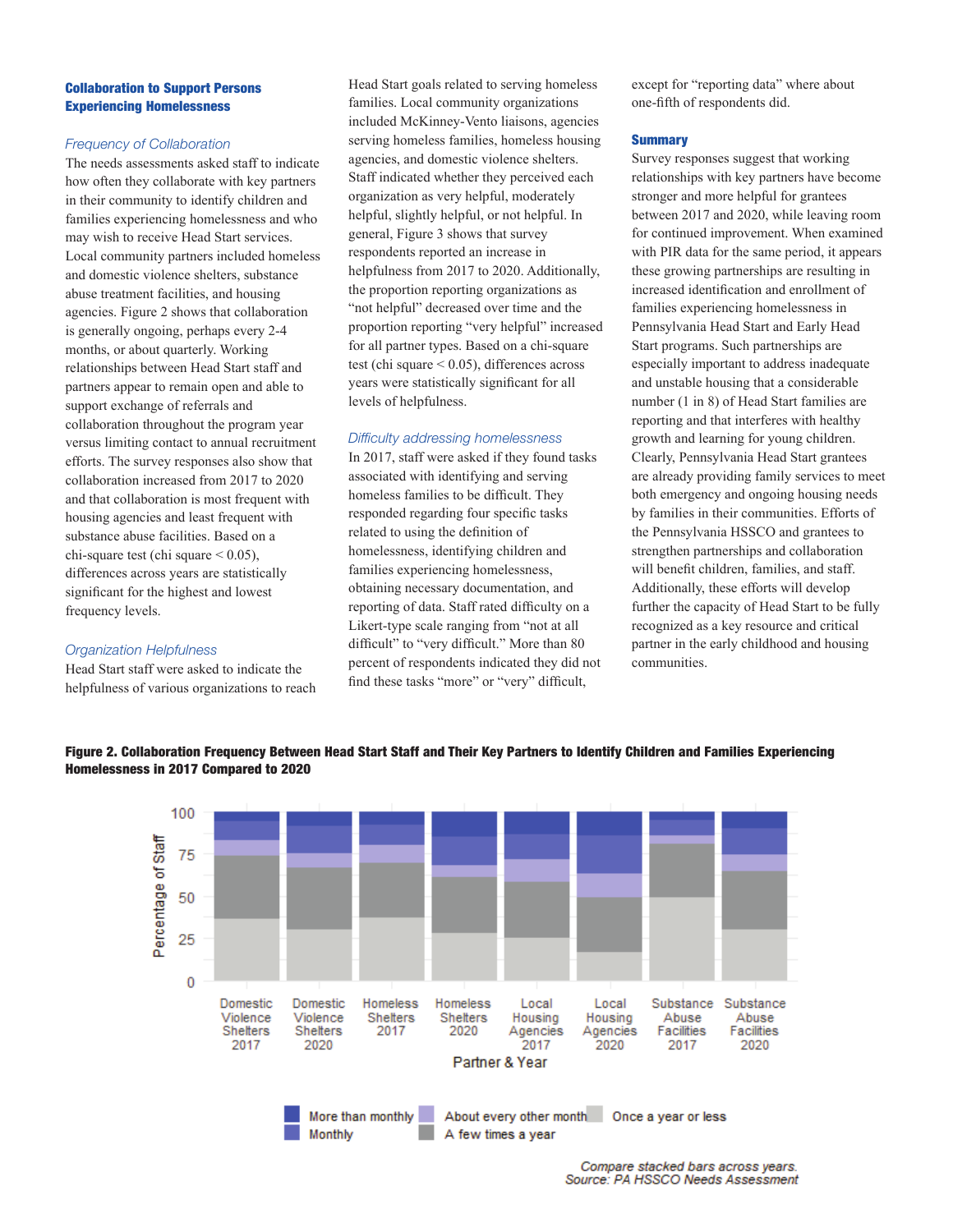## Collaboration to Support Persons Experiencing Homelessness

### *Frequency of Collaboration*

The needs assessments asked staff to indicate how often they collaborate with key partners in their community to identify children and families experiencing homelessness and who may wish to receive Head Start services. Local community partners included homeless and domestic violence shelters, substance abuse treatment facilities, and housing agencies. Figure 2 shows that collaboration is generally ongoing, perhaps every 2-4 months, or about quarterly. Working relationships between Head Start staff and partners appear to remain open and able to support exchange of referrals and collaboration throughout the program year versus limiting contact to annual recruitment efforts. The survey responses also show that collaboration increased from 2017 to 2020 and that collaboration is most frequent with housing agencies and least frequent with substance abuse facilities. Based on a chi-square test (chi square < 0.05), differences across years are statistically significant for the highest and lowest frequency levels.

### *Organization Helpfulness*

Head Start staff were asked to indicate the helpfulness of various organizations to reach Head Start goals related to serving homeless families. Local community organizations included McKinney-Vento liaisons, agencies serving homeless families, homeless housing agencies, and domestic violence shelters. Staff indicated whether they perceived each organization as very helpful, moderately helpful, slightly helpful, or not helpful. In general, Figure 3 shows that survey respondents reported an increase in helpfulness from 2017 to 2020. Additionally, the proportion reporting organizations as "not helpful" decreased over time and the proportion reporting "very helpful" increased for all partner types. Based on a chi-square test (chi square < 0.05), differences across years were statistically significant for all levels of helpfulness.

### *Difficulty addressing homelessness*

In 2017, staff were asked if they found tasks associated with identifying and serving homeless families to be difficult. They responded regarding four specific tasks related to using the definition of homelessness, identifying children and families experiencing homelessness, obtaining necessary documentation, and reporting of data. Staff rated difficulty on a Likert-type scale ranging from "not at all difficult" to "very difficult." More than 80 percent of respondents indicated they did not find these tasks "more" or "very" difficult, except for "reporting data" where about one-fifth of respondents did.

## Summary

Survey responses suggest that working relationships with key partners have become stronger and more helpful for grantees between 2017 and 2020, while leaving room for continued improvement. When examined with PIR data for the same period, it appears these growing partnerships are resulting in increased identification and enrollment of families experiencing homelessness in Pennsylvania Head Start and Early Head Start programs. Such partnerships are especially important to address inadequate and unstable housing that a considerable number (1 in 8) of Head Start families are reporting and that interferes with healthy growth and learning for young children. Clearly, Pennsylvania Head Start grantees are already providing family services to meet both emergency and ongoing housing needs by families in their communities. Efforts of the Pennsylvania HSSCO and grantees to strengthen partnerships and collaboration will benefit children, families, and staff. Additionally, these efforts will develop further the capacity of Head Start to be fully recognized as a key resource and critical partner in the early childhood and housing communities.

**Figure 2. Collaboration Frequency Between Head Start Staff and Their Key Partners to Identify Children and Families Experiencing Homelessness in 2017 Compared to 2020**

Percentage of Staff

100
75
50
25
0

Domestic Violence Shelters 2017
Domestic Violence Shelters 2020
Homeless Shelters 2017
Homeless Shelters 2020
Local Housing Agencies 2017
Local Housing Agencies 2020
Substance Abuse Facilities 2017
Substance Abuse Facilities 2020

Partner & Year

More than monthly
Monthly
About every other month
A few times a year
Once a year or less

*Compare stacked bars across years.*
*Source: PA HSSCO Needs Assessment*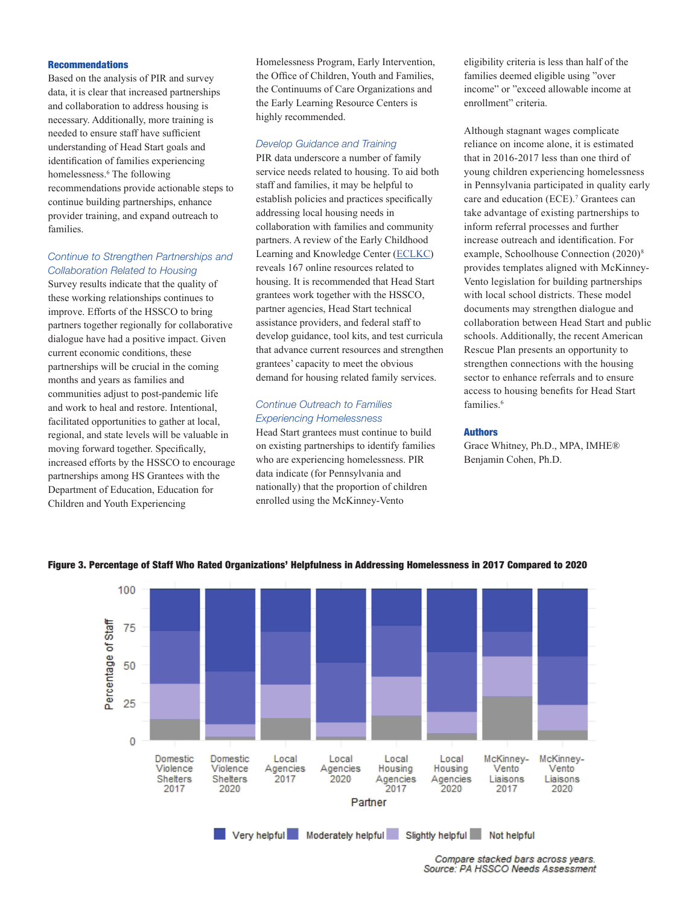## Recommendations

Based on the analysis of PIR and survey data, it is clear that increased partnerships and collaboration to address housing is necessary. Additionally, more training is needed to ensure staff have sufficient understanding of Head Start goals and identification of families experiencing homelessness.[6] The following recommendations provide actionable steps to continue building partnerships, enhance provider training, and expand outreach to families.

### *Continue to Strengthen Partnerships and Collaboration Related to Housing*

Survey results indicate that the quality of these working relationships continues to improve. Efforts of the HSSCO to bring partners together regionally for collaborative dialogue have had a positive impact. Given current economic conditions, these partnerships will be crucial in the coming months and years as families and communities adjust to post-pandemic life and work to heal and restore. Intentional, facilitated opportunities to gather at local, regional, and state levels will be valuable in moving forward together. Specifically, increased efforts by the HSSCO to encourage partnerships among HS Grantees with the Department of Education, Education for Children and Youth Experiencing Homelessness Program, Early Intervention, the Office of Children, Youth and Families, the Continuums of Care Organizations and the Early Learning Resource Centers is highly recommended.

### *Develop Guidance and Training*

PIR data underscore a number of family service needs related to housing. To aid both staff and families, it may be helpful to establish policies and practices specifically addressing local housing needs in collaboration with families and community partners. A review of the Early Childhood Learning and Knowledge Center (ECLKC) reveals 167 online resources related to housing. It is recommended that Head Start grantees work together with the HSSCO, partner agencies, Head Start technical assistance providers, and federal staff to develop guidance, tool kits, and test curricula that advance current resources and strengthen grantees' capacity to meet the obvious demand for housing related family services.

### *Continue Outreach to Families Experiencing Homelessness*

Head Start grantees must continue to build on existing partnerships to identify families who are experiencing homelessness. PIR data indicate (for Pennsylvania and nationally) that the proportion of children enrolled using the McKinney-Vento eligibility criteria is less than half of the families deemed eligible using "over income" or "exceed allowable income at enrollment" criteria.

Although stagnant wages complicate reliance on income alone, it is estimated that in 2016-2017 less than one third of young children experiencing homelessness in Pennsylvania participated in quality early care and education (ECE).[7] Grantees can take advantage of existing partnerships to inform referral processes and further increase outreach and identification. For example, Schoolhouse Connection (2020)[8] provides templates aligned with McKinney-Vento legislation for building partnerships with local school districts. These model documents may strengthen dialogue and collaboration between Head Start and public schools. Additionally, the recent American Rescue Plan presents an opportunity to strengthen connections with the housing sector to enhance referrals and to ensure access to housing benefits for Head Start families.[6]

## Authors

Grace Whitney, Ph.D., MPA, IMHE®
Benjamin Cohen, Ph.D.

**Figure 3. Percentage of Staff Who Rated Organizations' Helpfulness in Addressing Homelessness in 2017 Compared to 2020**

*Compare stacked bars across years.*
*Source: PA HSSCO Needs Assessment*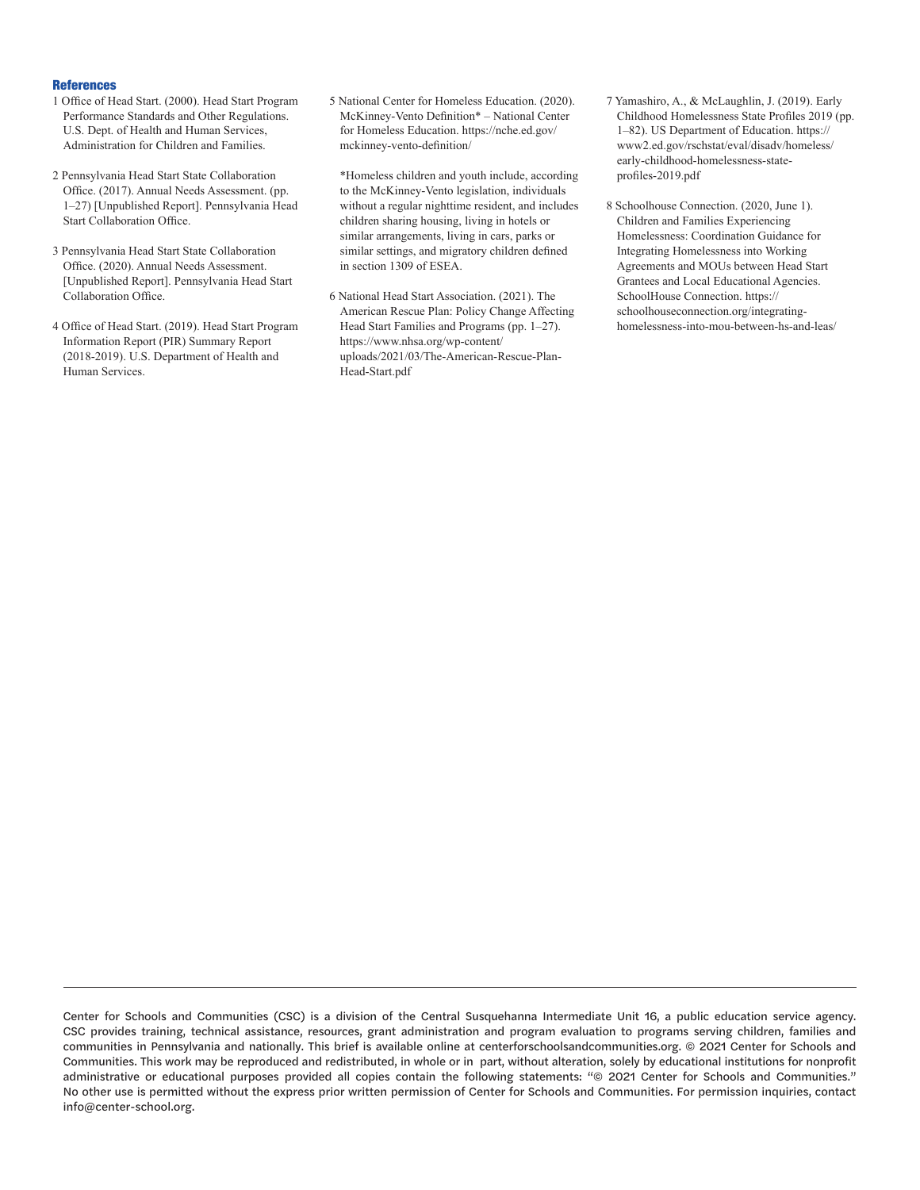## References

1 Office of Head Start. (2000). Head Start Program Performance Standards and Other Regulations. U.S. Dept. of Health and Human Services, Administration for Children and Families.

2 Pennsylvania Head Start State Collaboration Office. (2017). Annual Needs Assessment. (pp. 1–27) [Unpublished Report]. Pennsylvania Head Start Collaboration Office.

3 Pennsylvania Head Start State Collaboration Office. (2020). Annual Needs Assessment. [Unpublished Report]. Pennsylvania Head Start Collaboration Office.

4 Office of Head Start. (2019). Head Start Program Information Report (PIR) Summary Report (2018-2019). U.S. Department of Health and Human Services.

5 National Center for Homeless Education. (2020). McKinney-Vento Definition* – National Center for Homeless Education. https://nche.ed.gov/mckinney-vento-definition/

*Homeless children and youth include, according to the McKinney-Vento legislation, individuals without a regular nighttime resident, and includes children sharing housing, living in hotels or similar arrangements, living in cars, parks or similar settings, and migratory children defined in section 1309 of ESEA.

6 National Head Start Association. (2021). The American Rescue Plan: Policy Change Affecting Head Start Families and Programs (pp. 1–27). https://www.nhsa.org/wp-content/uploads/2021/03/The-American-Rescue-Plan-Head-Start.pdf

7 Yamashiro, A., & McLaughlin, J. (2019). Early Childhood Homelessness State Profiles 2019 (pp. 1–82). US Department of Education. https://www2.ed.gov/rschstat/eval/disadv/homeless/early-childhood-homelessness-state-profiles-2019.pdf

8 Schoolhouse Connection. (2020, June 1). Children and Families Experiencing Homelessness: Coordination Guidance for Integrating Homelessness into Working Agreements and MOUs between Head Start Grantees and Local Educational Agencies. SchoolHouse Connection. https://schoolhouseconnection.org/integrating-homelessness-into-mou-between-hs-and-leas/

---

Center for Schools and Communities (CSC) is a division of the Central Susquehanna Intermediate Unit 16, a public education service agency. CSC provides training, technical assistance, resources, grant administration and program evaluation to programs serving children, families and communities in Pennsylvania and nationally. This brief is available online at centerforschoolsandcommunities.org. © 2021 Center for Schools and Communities. This work may be reproduced and redistributed, in whole or in part, without alteration, solely by educational institutions for nonprofit administrative or educational purposes provided all copies contain the following statements: "© 2021 Center for Schools and Communities." No other use is permitted without the express prior written permission of Center for Schools and Communities. For permission inquiries, contact info@center-school.org.